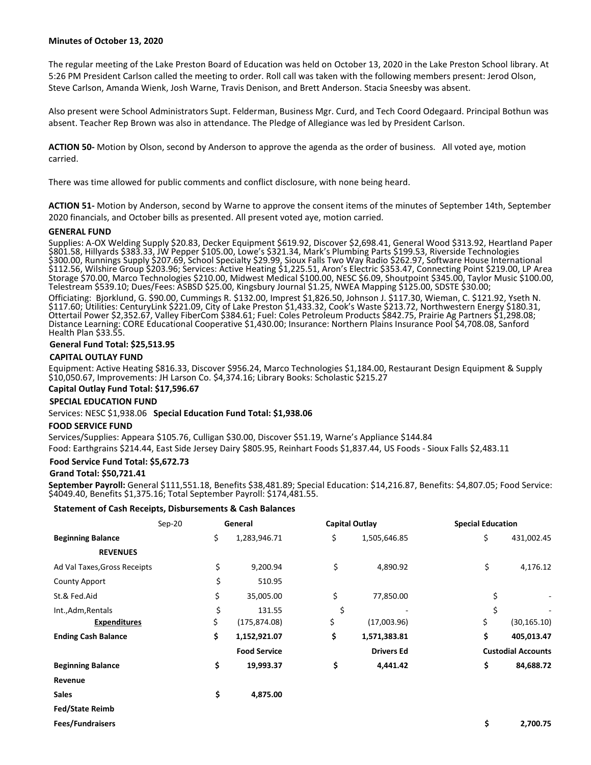**Minutes of October 13, 2020**

The regular meeting of the Lake Preston Board of Education was held on October 13, 2020 in the Lake Preston School library. At 5:26 PM President Carlson called the meeting to order. Roll call was taken with the following members present: Jerod Olson, Steve Carlson, Amanda Wienk, Josh Warne, Travis Denison, and Brett Anderson. Stacia Sneesby was absent.

Also present were School Administrators Supt. Felderman, Business Mgr. Curd, and Tech Coord Odegaard. Principal Bothun was absent. Teacher Rep Brown was also in attendance. The Pledge of Allegiance was led by President Carlson.

**ACTION 50-** Motion by Olson, second by Anderson to approve the agenda as the order of business. All voted aye, motion carried.

There was time allowed for public comments and conflict disclosure, with none being heard.

**ACTION 51-** Motion by Anderson, second by Warne to approve the consent items of the minutes of September 14th, September 2020 financials, and October bills as presented. All present voted aye, motion carried.

**GENERAL FUND**

Supplies: A-OX Welding Supply $20.83, Decker Equipment $619.92, Discover $2,698.41, General Wood $313.92, Heartland Paper $801.58, Hillyards $383.33, JW Pepper $105.00, Lowe's $321.34, Mark's Plumbing Parts $199.53, Riverside Technologies $300.00, Runnings Supply $207.69, School Specialty $29.99, Sioux Falls Two Way Radio $262.97, Software House International $112.56, Wilshire Group $203.96; Services: Active Heating $1,225.51, Aron's Electric $353.47, Connecting Point $219.00, LP Area Storage $70.00, Marco Technologies $210.00, Midwest Medical $100.00, NESC $6.09, Shoutpoint $345.00, Taylor Music $100.00, Telestream $539.10; Dues/Fees: ASBSD $25.00, Kingsbury Journal $1.25, NWEA Mapping $125.00, SDSTE $30.00;

Officiating: Bjorklund, G. $90.00, Cummings R. $132.00, Imprest $1,826.50, Johnson J. $117.30, Wieman, C. $121.92, Yseth N. $117.60; Utilities: CenturyLink $221.09, City of Lake Preston $1,433.32, Cook's Waste $213.72, Northwestern Energy $180.31, Ottertail Power $2,352.67, Valley FiberCom $384.61; Fuel: Coles Petroleum Products $842.75, Prairie Ag Partners $1,298.08; Distance Learning: CORE Educational Cooperative $1,430.00; Insurance: Northern Plains Insurance Pool $4,708.08, Sanford Health Plan $33.55.

**General Fund Total: $25,513.95**

**CAPITAL OUTLAY FUND**

Equipment: Active Heating $816.33, Discover $956.24, Marco Technologies $1,184.00, Restaurant Design Equipment & Supply $10,050.67, Improvements: JH Larson Co. $4,374.16; Library Books: Scholastic $215.27

**Capital Outlay Fund Total: $17,596.67**

**SPECIAL EDUCATION FUND**

Services: NESC $1,938.06 **Special Education Fund Total: $1,938.06**

**FOOD SERVICE FUND**

Services/Supplies: Appeara $105.76, Culligan $30.00, Discover $51.19, Warne's Appliance $144.84

Food: Earthgrains $214.44, East Side Jersey Dairy $805.95, Reinhart Foods $1,837.44, US Foods - Sioux Falls $2,483.11

**Food Service Fund Total: $5,672.73**

**Grand Total: $50,721.41**

**September Payroll:** General $111,551.18, Benefits $38,481.89; Special Education: $14,216.87, Benefits: $4,807.05; Food Service: $4049.40, Benefits $1,375.16; Total September Payroll: $174,481.55.

**Statement of Cash Receipts, Disbursements & Cash Balances**

| Sep-20 | General | Capital Outlay | Special Education |
|---|---|---|---|
| **Beginning Balance** | $ 1,283,946.71 | $ 1,505,646.85 | $ 431,002.45 |
| **REVENUES** | | | |
| Ad Val Taxes,Gross Receipts | $ 9,200.94 | $ 4,890.92 | $ 4,176.12 |
| County Apport | $ 510.95 | | |
| St.& Fed.Aid | $ 35,005.00 | $ 77,850.00 | $ - |
| Int.,Adm,Rentals | $ 131.55 | $ - | $ - |
| **Expenditures** | $ (175,874.08) | $ (17,003.96) | $ (30,165.10) |
| **Ending Cash Balance** | **$ 1,152,921.07** | **$ 1,571,383.81** | **$ 405,013.47** |
| | **Food Service** | **Drivers Ed** | **Custodial Accounts** |
| **Beginning Balance** | **$ 19,993.37** | **$ 4,441.42** | **$ 84,688.72** |
| **Revenue** | | | |
| **Sales** | **$ 4,875.00** | | |
| **Fed/State Reimb** | | | |
| **Fees/Fundraisers** | | | **$ 2,700.75** |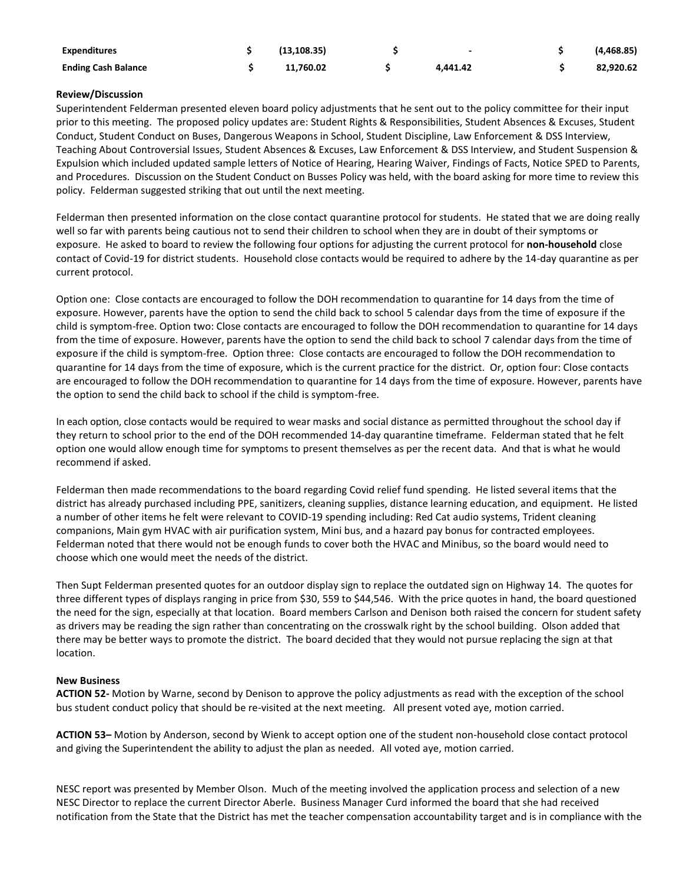| Expenditures | $ | (13,108.35) | $ | - | $ | (4,468.85) |
|---|---|---|---|---|---|---|
| **Ending Cash Balance** | $ | 11,760.02 | $ | 4,441.42 | $ | 82,920.62 |

**Review/Discussion**

Superintendent Felderman presented eleven board policy adjustments that he sent out to the policy committee for their input prior to this meeting. The proposed policy updates are: Student Rights & Responsibilities, Student Absences & Excuses, Student Conduct, Student Conduct on Buses, Dangerous Weapons in School, Student Discipline, Law Enforcement & DSS Interview, Teaching About Controversial Issues, Student Absences & Excuses, Law Enforcement & DSS Interview, and Student Suspension & Expulsion which included updated sample letters of Notice of Hearing, Hearing Waiver, Findings of Facts, Notice SPED to Parents, and Procedures. Discussion on the Student Conduct on Busses Policy was held, with the board asking for more time to review this policy. Felderman suggested striking that out until the next meeting.

Felderman then presented information on the close contact quarantine protocol for students. He stated that we are doing really well so far with parents being cautious not to send their children to school when they are in doubt of their symptoms or exposure. He asked to board to review the following four options for adjusting the current protocol for **non-household** close contact of Covid-19 for district students. Household close contacts would be required to adhere by the 14-day quarantine as per current protocol.

Option one: Close contacts are encouraged to follow the DOH recommendation to quarantine for 14 days from the time of exposure. However, parents have the option to send the child back to school 5 calendar days from the time of exposure if the child is symptom-free. Option two: Close contacts are encouraged to follow the DOH recommendation to quarantine for 14 days from the time of exposure. However, parents have the option to send the child back to school 7 calendar days from the time of exposure if the child is symptom-free. Option three: Close contacts are encouraged to follow the DOH recommendation to quarantine for 14 days from the time of exposure, which is the current practice for the district. Or, option four: Close contacts are encouraged to follow the DOH recommendation to quarantine for 14 days from the time of exposure. However, parents have the option to send the child back to school if the child is symptom-free.

In each option, close contacts would be required to wear masks and social distance as permitted throughout the school day if they return to school prior to the end of the DOH recommended 14-day quarantine timeframe. Felderman stated that he felt option one would allow enough time for symptoms to present themselves as per the recent data. And that is what he would recommend if asked.

Felderman then made recommendations to the board regarding Covid relief fund spending. He listed several items that the district has already purchased including PPE, sanitizers, cleaning supplies, distance learning education, and equipment. He listed a number of other items he felt were relevant to COVID-19 spending including: Red Cat audio systems, Trident cleaning companions, Main gym HVAC with air purification system, Mini bus, and a hazard pay bonus for contracted employees. Felderman noted that there would not be enough funds to cover both the HVAC and Minibus, so the board would need to choose which one would meet the needs of the district.

Then Supt Felderman presented quotes for an outdoor display sign to replace the outdated sign on Highway 14. The quotes for three different types of displays ranging in price from $30, 559 to $44,546. With the price quotes in hand, the board questioned the need for the sign, especially at that location. Board members Carlson and Denison both raised the concern for student safety as drivers may be reading the sign rather than concentrating on the crosswalk right by the school building. Olson added that there may be better ways to promote the district. The board decided that they would not pursue replacing the sign at that location.

**New Business**

**ACTION 52-** Motion by Warne, second by Denison to approve the policy adjustments as read with the exception of the school bus student conduct policy that should be re-visited at the next meeting. All present voted aye, motion carried.

**ACTION 53–** Motion by Anderson, second by Wienk to accept option one of the student non-household close contact protocol and giving the Superintendent the ability to adjust the plan as needed. All voted aye, motion carried.

NESC report was presented by Member Olson. Much of the meeting involved the application process and selection of a new NESC Director to replace the current Director Aberle. Business Manager Curd informed the board that she had received notification from the State that the District has met the teacher compensation accountability target and is in compliance with the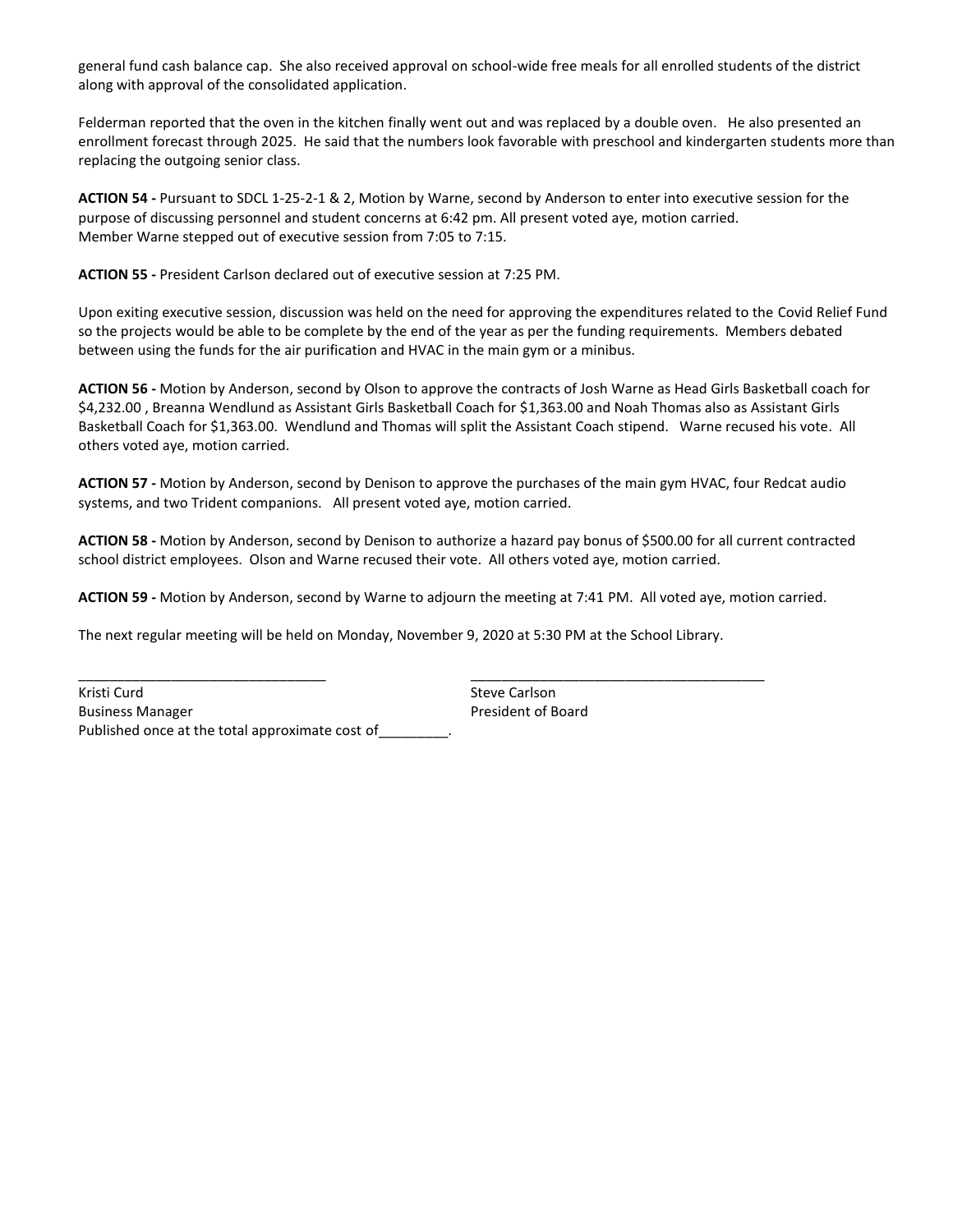general fund cash balance cap. She also received approval on school-wide free meals for all enrolled students of the district along with approval of the consolidated application.

Felderman reported that the oven in the kitchen finally went out and was replaced by a double oven. He also presented an enrollment forecast through 2025. He said that the numbers look favorable with preschool and kindergarten students more than replacing the outgoing senior class.

**ACTION 54 -** Pursuant to SDCL 1-25-2-1 & 2, Motion by Warne, second by Anderson to enter into executive session for the purpose of discussing personnel and student concerns at 6:42 pm. All present voted aye, motion carried.
Member Warne stepped out of executive session from 7:05 to 7:15.

**ACTION 55 -** President Carlson declared out of executive session at 7:25 PM.

Upon exiting executive session, discussion was held on the need for approving the expenditures related to the Covid Relief Fund so the projects would be able to be complete by the end of the year as per the funding requirements. Members debated between using the funds for the air purification and HVAC in the main gym or a minibus.

**ACTION 56 -** Motion by Anderson, second by Olson to approve the contracts of Josh Warne as Head Girls Basketball coach for $4,232.00 , Breanna Wendlund as Assistant Girls Basketball Coach for $1,363.00 and Noah Thomas also as Assistant Girls Basketball Coach for $1,363.00. Wendlund and Thomas will split the Assistant Coach stipend. Warne recused his vote. All others voted aye, motion carried.

**ACTION 57 -** Motion by Anderson, second by Denison to approve the purchases of the main gym HVAC, four Redcat audio systems, and two Trident companions. All present voted aye, motion carried.

**ACTION 58 -** Motion by Anderson, second by Denison to authorize a hazard pay bonus of $500.00 for all current contracted school district employees. Olson and Warne recused their vote. All others voted aye, motion carried.

**ACTION 59 -** Motion by Anderson, second by Warne to adjourn the meeting at 7:41 PM. All voted aye, motion carried.

The next regular meeting will be held on Monday, November 9, 2020 at 5:30 PM at the School Library.

_________________________________ _______________________________________

Kristi Curd — Steve Carlson
Business Manager — President of Board

Published once at the total approximate cost of_________.